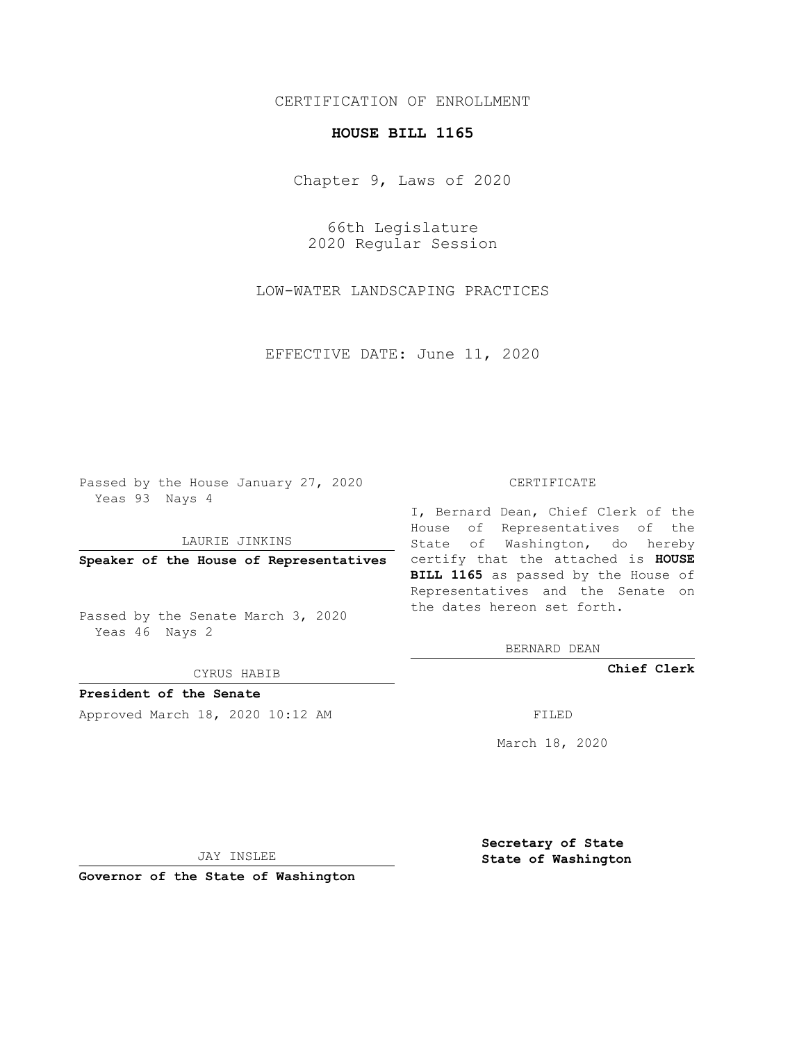CERTIFICATION OF ENROLLMENT

**HOUSE BILL 1165**

Chapter 9, Laws of 2020

66th Legislature
2020 Regular Session

LOW-WATER LANDSCAPING PRACTICES

EFFECTIVE DATE: June 11, 2020

Passed by the House January 27, 2020
Yeas 93 Nays 4

LAURIE JINKINS

**Speaker of the House of Representatives**

Passed by the Senate March 3, 2020
Yeas 46 Nays 2

CYRUS HABIB

**President of the Senate**

Approved March 18, 2020 10:12 AM

JAY INSLEE

**Governor of the State of Washington**

CERTIFICATE

I, Bernard Dean, Chief Clerk of the House of Representatives of the State of Washington, do hereby certify that the attached is **HOUSE BILL 1165** as passed by the House of Representatives and the Senate on the dates hereon set forth.

BERNARD DEAN

**Chief Clerk**

FILED

March 18, 2020

**Secretary of State**
**State of Washington**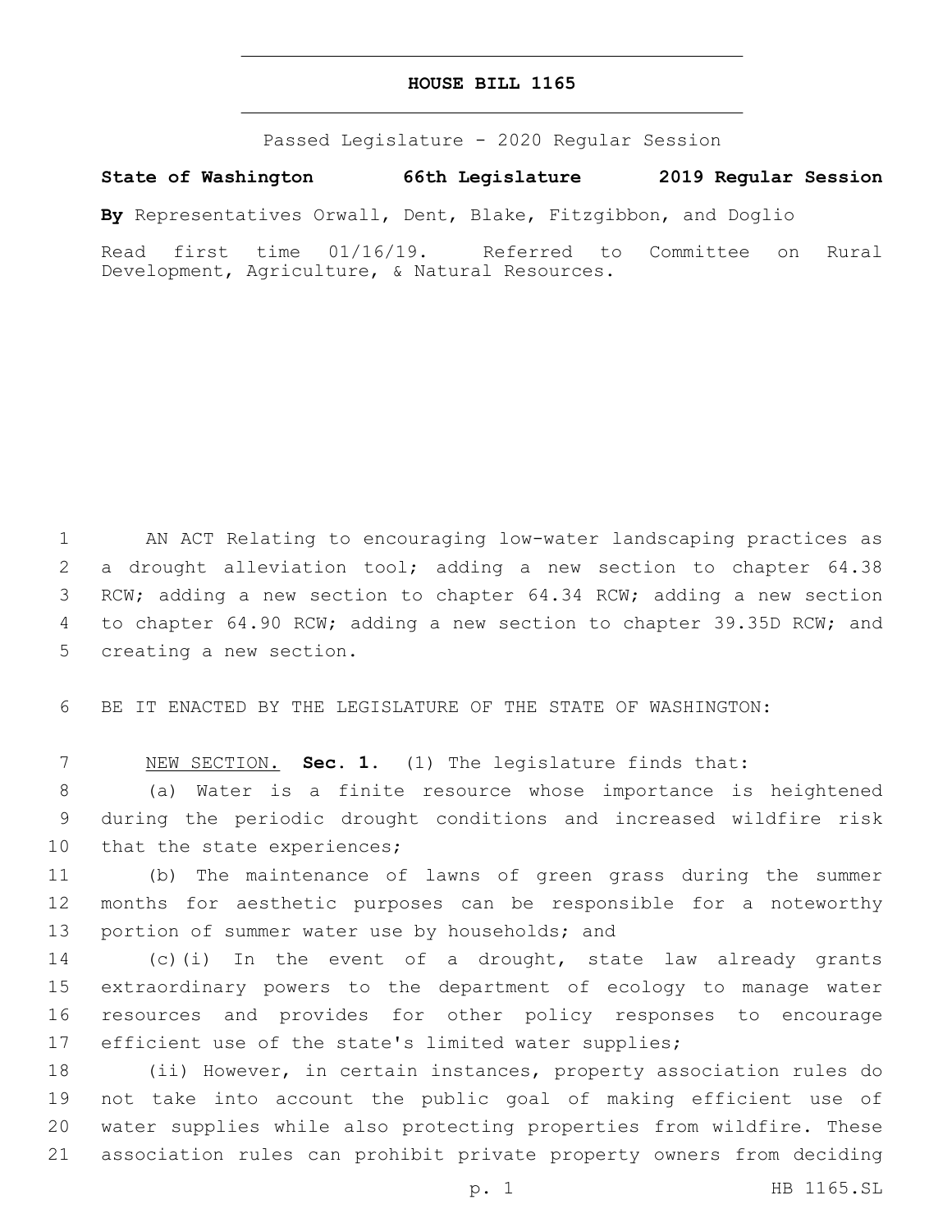# HOUSE BILL 1165

Passed Legislature - 2020 Regular Session

**State of Washington 66th Legislature 2019 Regular Session**

**By** Representatives Orwall, Dent, Blake, Fitzgibbon, and Doglio

Read first time 01/16/19. Referred to Committee on Rural Development, Agriculture, & Natural Resources.

AN ACT Relating to encouraging low-water landscaping practices as a drought alleviation tool; adding a new section to chapter 64.38 RCW; adding a new section to chapter 64.34 RCW; adding a new section to chapter 64.90 RCW; adding a new section to chapter 39.35D RCW; and creating a new section.

BE IT ENACTED BY THE LEGISLATURE OF THE STATE OF WASHINGTON:

NEW SECTION. **Sec. 1.** (1) The legislature finds that:

(a) Water is a finite resource whose importance is heightened during the periodic drought conditions and increased wildfire risk that the state experiences;

(b) The maintenance of lawns of green grass during the summer months for aesthetic purposes can be responsible for a noteworthy portion of summer water use by households; and

(c)(i) In the event of a drought, state law already grants extraordinary powers to the department of ecology to manage water resources and provides for other policy responses to encourage efficient use of the state's limited water supplies;

(ii) However, in certain instances, property association rules do not take into account the public goal of making efficient use of water supplies while also protecting properties from wildfire. These association rules can prohibit private property owners from deciding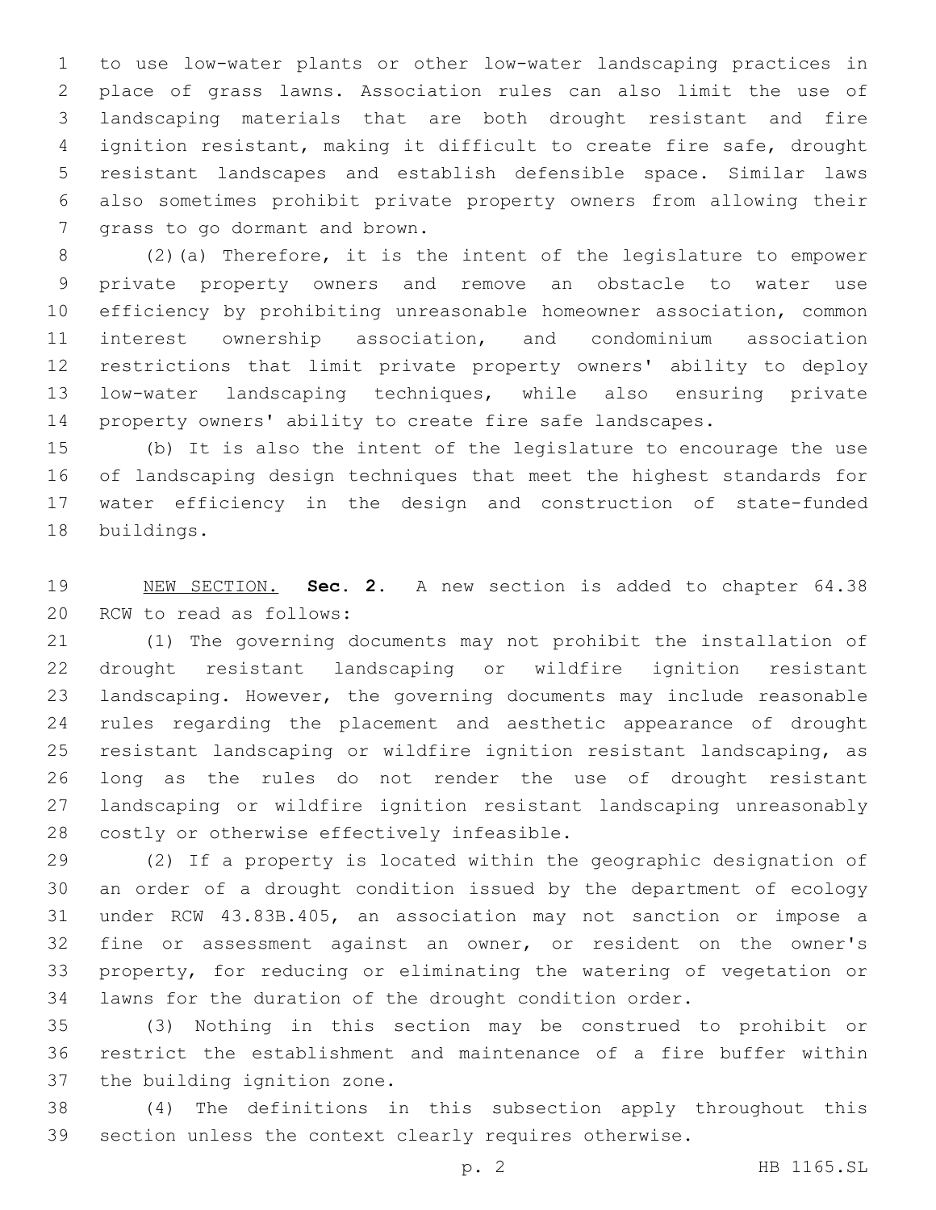to use low-water plants or other low-water landscaping practices in place of grass lawns. Association rules can also limit the use of landscaping materials that are both drought resistant and fire ignition resistant, making it difficult to create fire safe, drought resistant landscapes and establish defensible space. Similar laws also sometimes prohibit private property owners from allowing their grass to go dormant and brown.

(2)(a) Therefore, it is the intent of the legislature to empower private property owners and remove an obstacle to water use efficiency by prohibiting unreasonable homeowner association, common interest ownership association, and condominium association restrictions that limit private property owners' ability to deploy low-water landscaping techniques, while also ensuring private property owners' ability to create fire safe landscapes.

(b) It is also the intent of the legislature to encourage the use of landscaping design techniques that meet the highest standards for water efficiency in the design and construction of state-funded buildings.

NEW SECTION. **Sec. 2.** A new section is added to chapter 64.38 RCW to read as follows:

(1) The governing documents may not prohibit the installation of drought resistant landscaping or wildfire ignition resistant landscaping. However, the governing documents may include reasonable rules regarding the placement and aesthetic appearance of drought resistant landscaping or wildfire ignition resistant landscaping, as long as the rules do not render the use of drought resistant landscaping or wildfire ignition resistant landscaping unreasonably costly or otherwise effectively infeasible.

(2) If a property is located within the geographic designation of an order of a drought condition issued by the department of ecology under RCW 43.83B.405, an association may not sanction or impose a fine or assessment against an owner, or resident on the owner's property, for reducing or eliminating the watering of vegetation or lawns for the duration of the drought condition order.

(3) Nothing in this section may be construed to prohibit or restrict the establishment and maintenance of a fire buffer within the building ignition zone.

(4) The definitions in this subsection apply throughout this section unless the context clearly requires otherwise.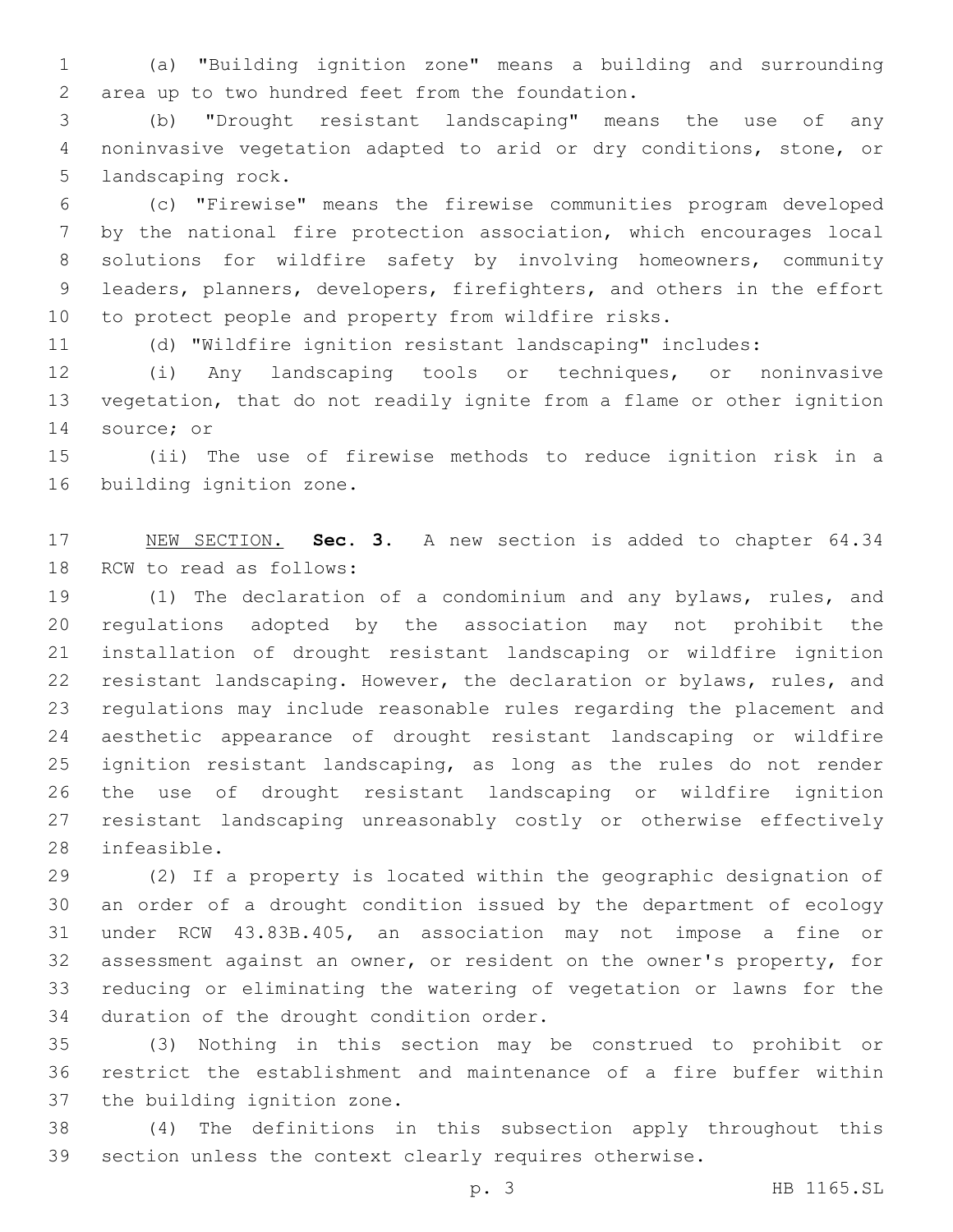(a) "Building ignition zone" means a building and surrounding area up to two hundred feet from the foundation.

(b) "Drought resistant landscaping" means the use of any noninvasive vegetation adapted to arid or dry conditions, stone, or landscaping rock.

(c) "Firewise" means the firewise communities program developed by the national fire protection association, which encourages local solutions for wildfire safety by involving homeowners, community leaders, planners, developers, firefighters, and others in the effort to protect people and property from wildfire risks.

(d) "Wildfire ignition resistant landscaping" includes:

(i) Any landscaping tools or techniques, or noninvasive vegetation, that do not readily ignite from a flame or other ignition source; or

(ii) The use of firewise methods to reduce ignition risk in a building ignition zone.

NEW SECTION. **Sec. 3.** A new section is added to chapter 64.34 RCW to read as follows:

(1) The declaration of a condominium and any bylaws, rules, and regulations adopted by the association may not prohibit the installation of drought resistant landscaping or wildfire ignition resistant landscaping. However, the declaration or bylaws, rules, and regulations may include reasonable rules regarding the placement and aesthetic appearance of drought resistant landscaping or wildfire ignition resistant landscaping, as long as the rules do not render the use of drought resistant landscaping or wildfire ignition resistant landscaping unreasonably costly or otherwise effectively infeasible.

(2) If a property is located within the geographic designation of an order of a drought condition issued by the department of ecology under RCW 43.83B.405, an association may not impose a fine or assessment against an owner, or resident on the owner's property, for reducing or eliminating the watering of vegetation or lawns for the duration of the drought condition order.

(3) Nothing in this section may be construed to prohibit or restrict the establishment and maintenance of a fire buffer within the building ignition zone.

(4) The definitions in this subsection apply throughout this section unless the context clearly requires otherwise.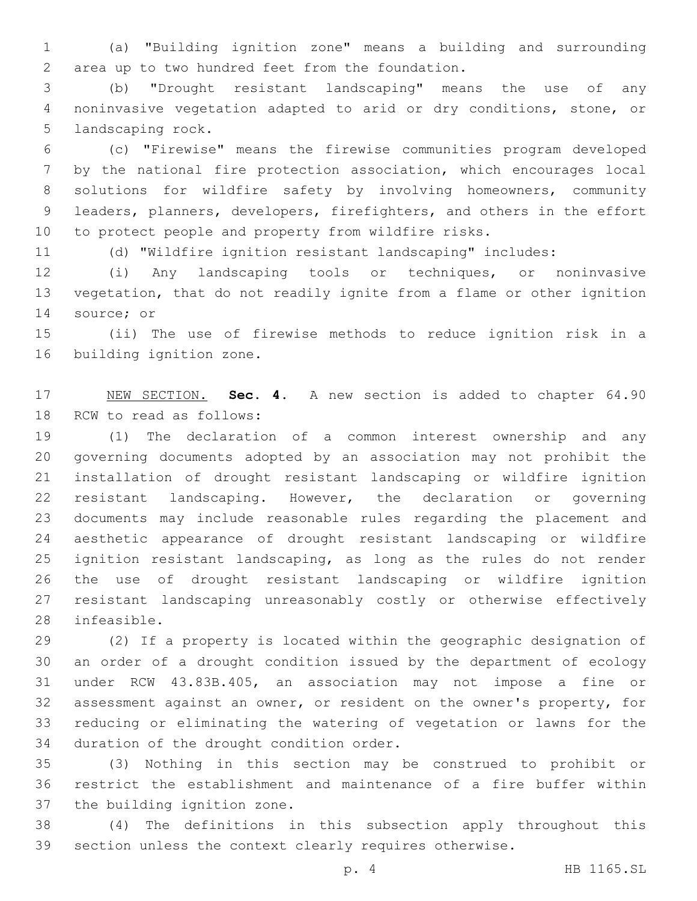(a) "Building ignition zone" means a building and surrounding area up to two hundred feet from the foundation.

(b) "Drought resistant landscaping" means the use of any noninvasive vegetation adapted to arid or dry conditions, stone, or landscaping rock.

(c) "Firewise" means the firewise communities program developed by the national fire protection association, which encourages local solutions for wildfire safety by involving homeowners, community leaders, planners, developers, firefighters, and others in the effort to protect people and property from wildfire risks.

(d) "Wildfire ignition resistant landscaping" includes:

(i) Any landscaping tools or techniques, or noninvasive vegetation, that do not readily ignite from a flame or other ignition source; or

(ii) The use of firewise methods to reduce ignition risk in a building ignition zone.

NEW SECTION. **Sec. 4.** A new section is added to chapter 64.90 RCW to read as follows:

(1) The declaration of a common interest ownership and any governing documents adopted by an association may not prohibit the installation of drought resistant landscaping or wildfire ignition resistant landscaping. However, the declaration or governing documents may include reasonable rules regarding the placement and aesthetic appearance of drought resistant landscaping or wildfire ignition resistant landscaping, as long as the rules do not render the use of drought resistant landscaping or wildfire ignition resistant landscaping unreasonably costly or otherwise effectively infeasible.

(2) If a property is located within the geographic designation of an order of a drought condition issued by the department of ecology under RCW 43.83B.405, an association may not impose a fine or assessment against an owner, or resident on the owner's property, for reducing or eliminating the watering of vegetation or lawns for the duration of the drought condition order.

(3) Nothing in this section may be construed to prohibit or restrict the establishment and maintenance of a fire buffer within the building ignition zone.

(4) The definitions in this subsection apply throughout this section unless the context clearly requires otherwise.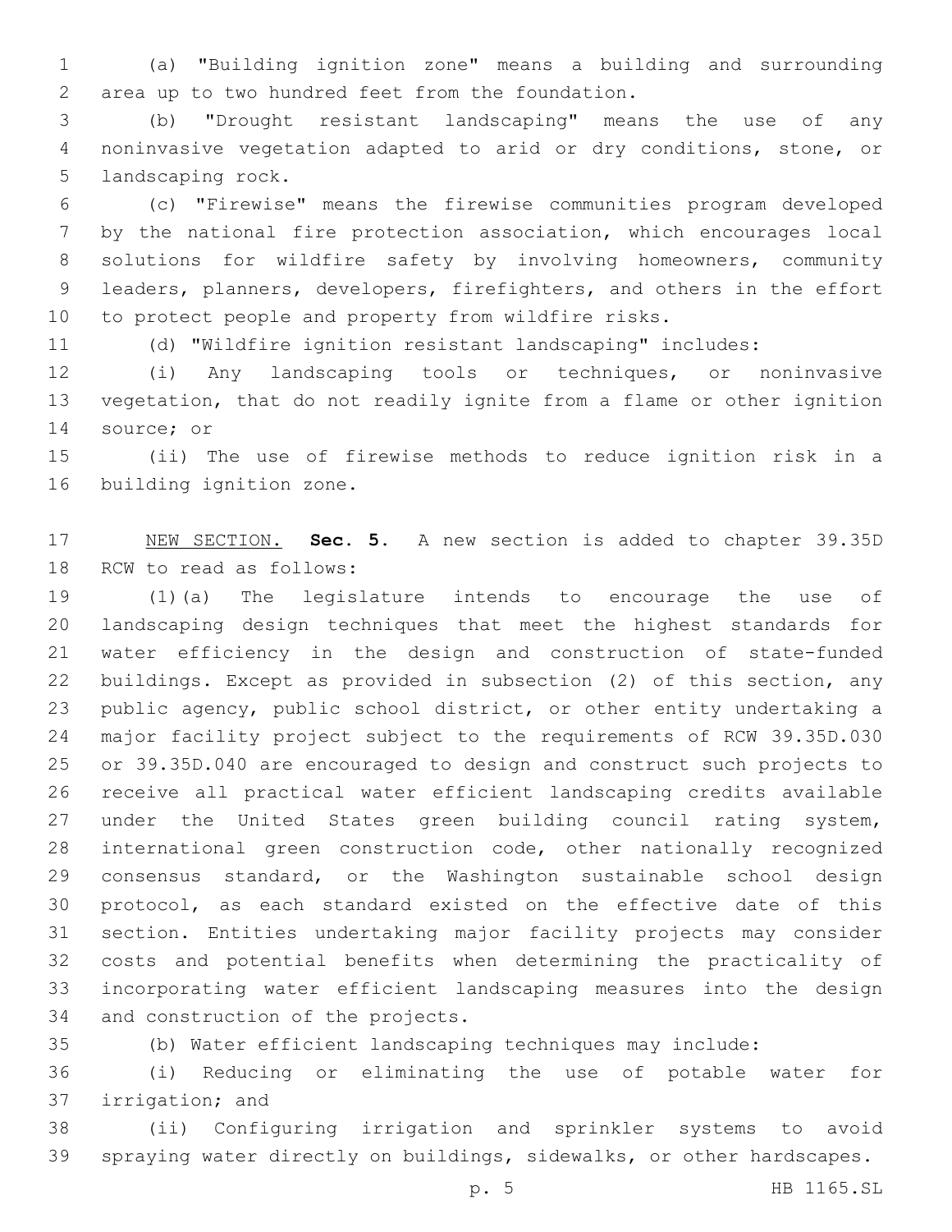(a) "Building ignition zone" means a building and surrounding area up to two hundred feet from the foundation.

(b) "Drought resistant landscaping" means the use of any noninvasive vegetation adapted to arid or dry conditions, stone, or landscaping rock.

(c) "Firewise" means the firewise communities program developed by the national fire protection association, which encourages local solutions for wildfire safety by involving homeowners, community leaders, planners, developers, firefighters, and others in the effort to protect people and property from wildfire risks.

(d) "Wildfire ignition resistant landscaping" includes:

(i) Any landscaping tools or techniques, or noninvasive vegetation, that do not readily ignite from a flame or other ignition source; or

(ii) The use of firewise methods to reduce ignition risk in a building ignition zone.

NEW SECTION. **Sec. 5.** A new section is added to chapter 39.35D RCW to read as follows:

(1)(a) The legislature intends to encourage the use of landscaping design techniques that meet the highest standards for water efficiency in the design and construction of state-funded buildings. Except as provided in subsection (2) of this section, any public agency, public school district, or other entity undertaking a major facility project subject to the requirements of RCW 39.35D.030 or 39.35D.040 are encouraged to design and construct such projects to receive all practical water efficient landscaping credits available under the United States green building council rating system, international green construction code, other nationally recognized consensus standard, or the Washington sustainable school design protocol, as each standard existed on the effective date of this section. Entities undertaking major facility projects may consider costs and potential benefits when determining the practicality of incorporating water efficient landscaping measures into the design and construction of the projects.

(b) Water efficient landscaping techniques may include:

(i) Reducing or eliminating the use of potable water for irrigation; and

(ii) Configuring irrigation and sprinkler systems to avoid spraying water directly on buildings, sidewalks, or other hardscapes.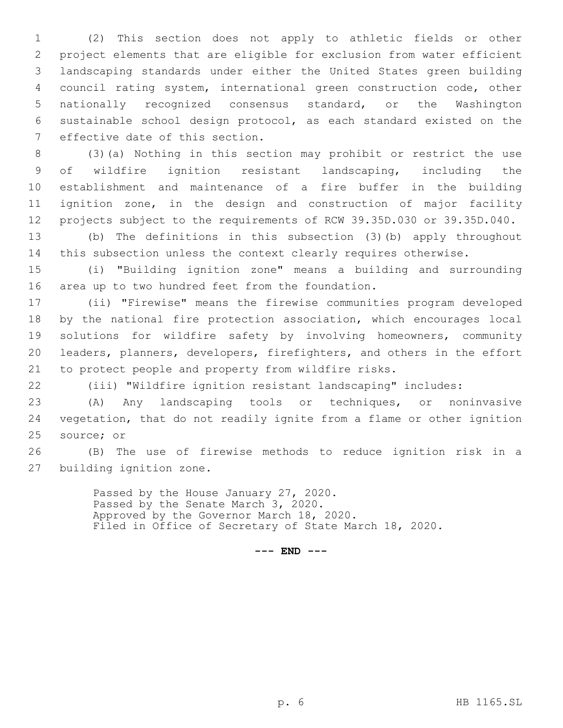(2) This section does not apply to athletic fields or other project elements that are eligible for exclusion from water efficient landscaping standards under either the United States green building council rating system, international green construction code, other nationally recognized consensus standard, or the Washington sustainable school design protocol, as each standard existed on the effective date of this section.

(3)(a) Nothing in this section may prohibit or restrict the use of wildfire ignition resistant landscaping, including the establishment and maintenance of a fire buffer in the building ignition zone, in the design and construction of major facility projects subject to the requirements of RCW 39.35D.030 or 39.35D.040.

(b) The definitions in this subsection (3)(b) apply throughout this subsection unless the context clearly requires otherwise.

(i) "Building ignition zone" means a building and surrounding area up to two hundred feet from the foundation.

(ii) "Firewise" means the firewise communities program developed by the national fire protection association, which encourages local solutions for wildfire safety by involving homeowners, community leaders, planners, developers, firefighters, and others in the effort to protect people and property from wildfire risks.

(iii) "Wildfire ignition resistant landscaping" includes:

(A) Any landscaping tools or techniques, or noninvasive vegetation, that do not readily ignite from a flame or other ignition source; or

(B) The use of firewise methods to reduce ignition risk in a building ignition zone.

Passed by the House January 27, 2020.
Passed by the Senate March 3, 2020.
Approved by the Governor March 18, 2020.
Filed in Office of Secretary of State March 18, 2020.

**--- END ---**